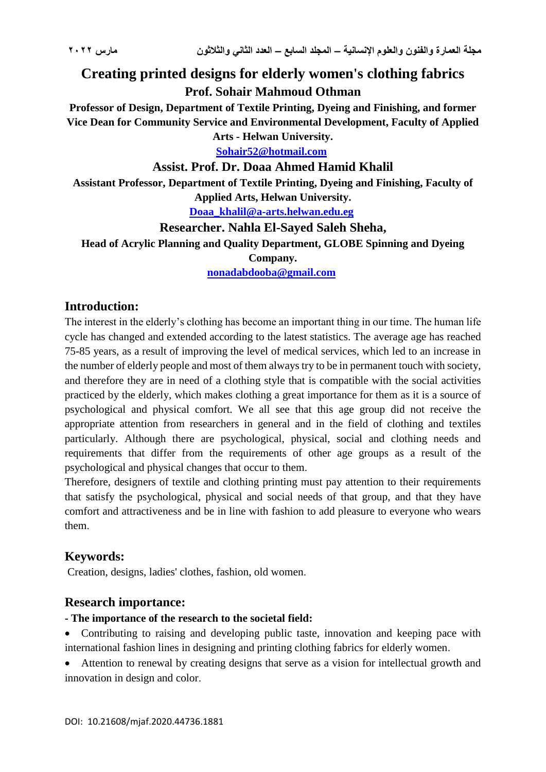# Creating printed designs for elderly women's clothing fabrics

**Prof. Sohair Mahmoud Othman**

**Professor of Design, Department of Textile Printing, Dyeing and Finishing, and former Vice Dean for Community Service and Environmental Development, Faculty of Applied Arts - Helwan University.**

Sohair52@hotmail.com

**Assist. Prof. Dr. Doaa Ahmed Hamid Khalil**

**Assistant Professor, Department of Textile Printing, Dyeing and Finishing, Faculty of Applied Arts, Helwan University.**

Doaa_khalil@a-arts.helwan.edu.eg

**Researcher. Nahla El-Sayed Saleh Sheha,**

**Head of Acrylic Planning and Quality Department, GLOBE Spinning and Dyeing Company.**

nonadabdooba@gmail.com

## Introduction:

The interest in the elderly's clothing has become an important thing in our time. The human life cycle has changed and extended according to the latest statistics. The average age has reached 75-85 years, as a result of improving the level of medical services, which led to an increase in the number of elderly people and most of them always try to be in permanent touch with society, and therefore they are in need of a clothing style that is compatible with the social activities practiced by the elderly, which makes clothing a great importance for them as it is a source of psychological and physical comfort. We all see that this age group did not receive the appropriate attention from researchers in general and in the field of clothing and textiles particularly. Although there are psychological, physical, social and clothing needs and requirements that differ from the requirements of other age groups as a result of the psychological and physical changes that occur to them.

Therefore, designers of textile and clothing printing must pay attention to their requirements that satisfy the psychological, physical and social needs of that group, and that they have comfort and attractiveness and be in line with fashion to add pleasure to everyone who wears them.

## Keywords:

Creation, designs, ladies' clothes, fashion, old women.

## Research importance:

**- The importance of the research to the societal field:**

- Contributing to raising and developing public taste, innovation and keeping pace with international fashion lines in designing and printing clothing fabrics for elderly women.
- Attention to renewal by creating designs that serve as a vision for intellectual growth and innovation in design and color.

DOI: 10.21608/mjaf.2020.44736.1881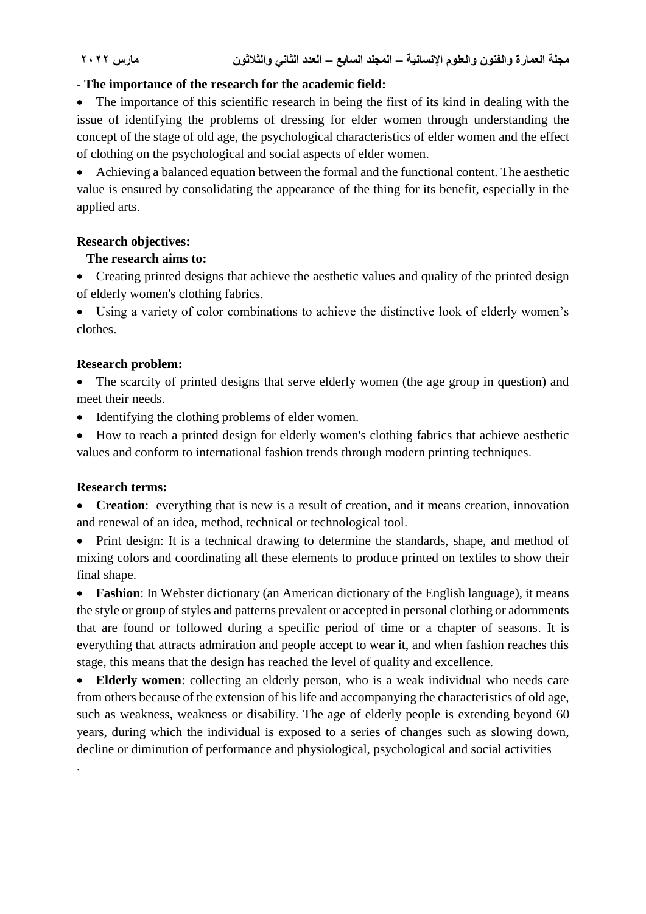**- The importance of the research for the academic field:**

- The importance of this scientific research in being the first of its kind in dealing with the issue of identifying the problems of dressing for elder women through understanding the concept of the stage of old age, the psychological characteristics of elder women and the effect of clothing on the psychological and social aspects of elder women.
- Achieving a balanced equation between the formal and the functional content. The aesthetic value is ensured by consolidating the appearance of the thing for its benefit, especially in the applied arts.

**Research objectives:**

**The research aims to:**

- Creating printed designs that achieve the aesthetic values and quality of the printed design of elderly women's clothing fabrics.
- Using a variety of color combinations to achieve the distinctive look of elderly women's clothes.

**Research problem:**

- The scarcity of printed designs that serve elderly women (the age group in question) and meet their needs.
- Identifying the clothing problems of elder women.
- How to reach a printed design for elderly women's clothing fabrics that achieve aesthetic values and conform to international fashion trends through modern printing techniques.

**Research terms:**

- **Creation**: everything that is new is a result of creation, and it means creation, innovation and renewal of an idea, method, technical or technological tool.
- Print design: It is a technical drawing to determine the standards, shape, and method of mixing colors and coordinating all these elements to produce printed on textiles to show their final shape.
- **Fashion**: In Webster dictionary (an American dictionary of the English language), it means the style or group of styles and patterns prevalent or accepted in personal clothing or adornments that are found or followed during a specific period of time or a chapter of seasons. It is everything that attracts admiration and people accept to wear it, and when fashion reaches this stage, this means that the design has reached the level of quality and excellence.
- **Elderly women**: collecting an elderly person, who is a weak individual who needs care from others because of the extension of his life and accompanying the characteristics of old age, such as weakness, weakness or disability. The age of elderly people is extending beyond 60 years, during which the individual is exposed to a series of changes such as slowing down, decline or diminution of performance and physiological, psychological and social activities.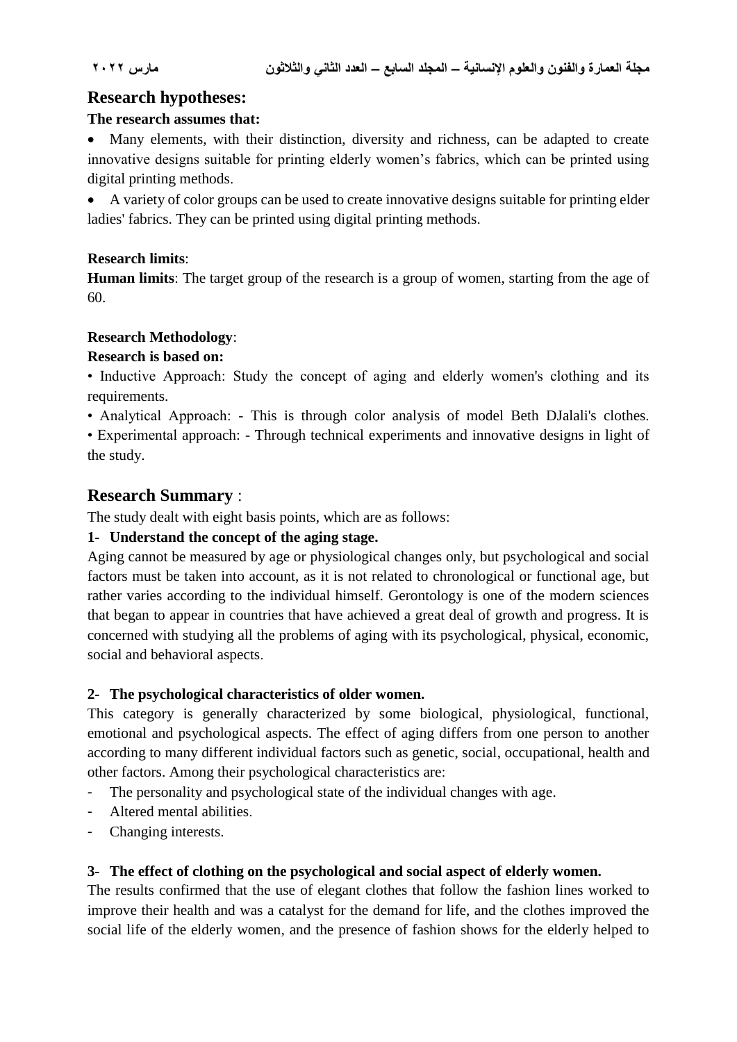## Research hypotheses:

**The research assumes that:**

- Many elements, with their distinction, diversity and richness, can be adapted to create innovative designs suitable for printing elderly women's fabrics, which can be printed using digital printing methods.
- A variety of color groups can be used to create innovative designs suitable for printing elder ladies' fabrics. They can be printed using digital printing methods.

**Research limits**:

**Human limits**: The target group of the research is a group of women, starting from the age of 60.

**Research Methodology**:

**Research is based on:**

• Inductive Approach: Study the concept of aging and elderly women's clothing and its requirements.

• Analytical Approach: - This is through color analysis of model Beth DJalali's clothes.

• Experimental approach: - Through technical experiments and innovative designs in light of the study.

## Research Summary :

The study dealt with eight basis points, which are as follows:

**1- Understand the concept of the aging stage.**

Aging cannot be measured by age or physiological changes only, but psychological and social factors must be taken into account, as it is not related to chronological or functional age, but rather varies according to the individual himself. Gerontology is one of the modern sciences that began to appear in countries that have achieved a great deal of growth and progress. It is concerned with studying all the problems of aging with its psychological, physical, economic, social and behavioral aspects.

**2- The psychological characteristics of older women.**

This category is generally characterized by some biological, physiological, functional, emotional and psychological aspects. The effect of aging differs from one person to another according to many different individual factors such as genetic, social, occupational, health and other factors. Among their psychological characteristics are:

- The personality and psychological state of the individual changes with age.
- Altered mental abilities.
- Changing interests.

**3- The effect of clothing on the psychological and social aspect of elderly women.**

The results confirmed that the use of elegant clothes that follow the fashion lines worked to improve their health and was a catalyst for the demand for life, and the clothes improved the social life of the elderly women, and the presence of fashion shows for the elderly helped to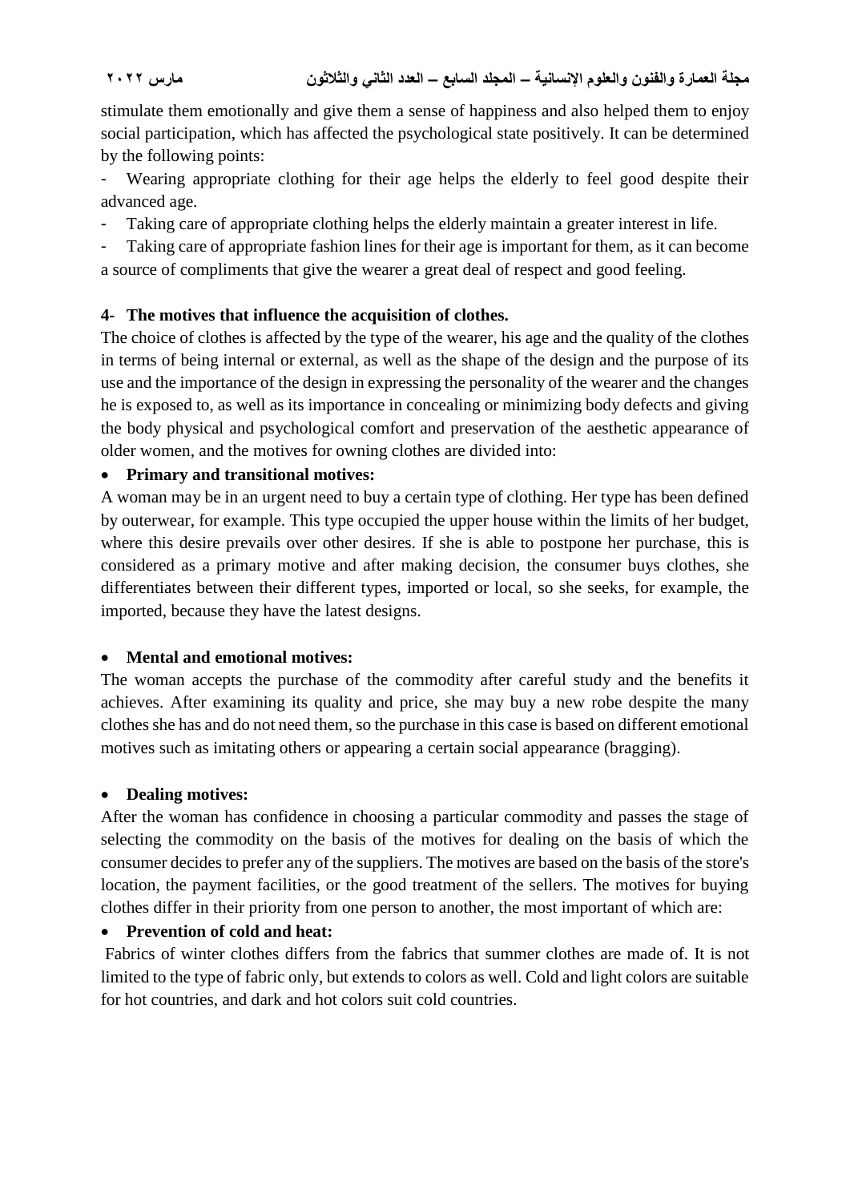stimulate them emotionally and give them a sense of happiness and also helped them to enjoy social participation, which has affected the psychological state positively. It can be determined by the following points:

- Wearing appropriate clothing for their age helps the elderly to feel good despite their advanced age.
- Taking care of appropriate clothing helps the elderly maintain a greater interest in life.
- Taking care of appropriate fashion lines for their age is important for them, as it can become a source of compliments that give the wearer a great deal of respect and good feeling.

## 4- The motives that influence the acquisition of clothes.

The choice of clothes is affected by the type of the wearer, his age and the quality of the clothes in terms of being internal or external, as well as the shape of the design and the purpose of its use and the importance of the design in expressing the personality of the wearer and the changes he is exposed to, as well as its importance in concealing or minimizing body defects and giving the body physical and psychological comfort and preservation of the aesthetic appearance of older women, and the motives for owning clothes are divided into:

- **Primary and transitional motives:**

A woman may be in an urgent need to buy a certain type of clothing. Her type has been defined by outerwear, for example. This type occupied the upper house within the limits of her budget, where this desire prevails over other desires. If she is able to postpone her purchase, this is considered as a primary motive and after making decision, the consumer buys clothes, she differentiates between their different types, imported or local, so she seeks, for example, the imported, because they have the latest designs.

- **Mental and emotional motives:**

The woman accepts the purchase of the commodity after careful study and the benefits it achieves. After examining its quality and price, she may buy a new robe despite the many clothes she has and do not need them, so the purchase in this case is based on different emotional motives such as imitating others or appearing a certain social appearance (bragging).

- **Dealing motives:**

After the woman has confidence in choosing a particular commodity and passes the stage of selecting the commodity on the basis of the motives for dealing on the basis of which the consumer decides to prefer any of the suppliers. The motives are based on the basis of the store's location, the payment facilities, or the good treatment of the sellers. The motives for buying clothes differ in their priority from one person to another, the most important of which are:

- **Prevention of cold and heat:**

Fabrics of winter clothes differs from the fabrics that summer clothes are made of. It is not limited to the type of fabric only, but extends to colors as well. Cold and light colors are suitable for hot countries, and dark and hot colors suit cold countries.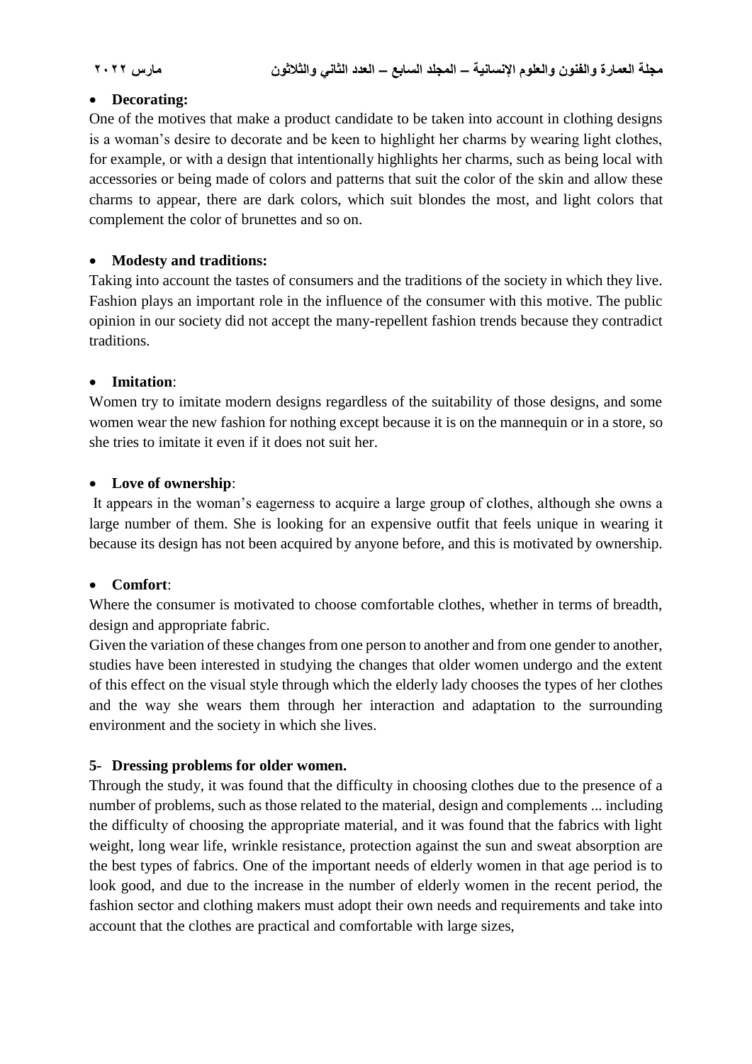- **Decorating:**

One of the motives that make a product candidate to be taken into account in clothing designs is a woman's desire to decorate and be keen to highlight her charms by wearing light clothes, for example, or with a design that intentionally highlights her charms, such as being local with accessories or being made of colors and patterns that suit the color of the skin and allow these charms to appear, there are dark colors, which suit blondes the most, and light colors that complement the color of brunettes and so on.

- **Modesty and traditions:**

Taking into account the tastes of consumers and the traditions of the society in which they live. Fashion plays an important role in the influence of the consumer with this motive. The public opinion in our society did not accept the many-repellent fashion trends because they contradict traditions.

- **Imitation**:

Women try to imitate modern designs regardless of the suitability of those designs, and some women wear the new fashion for nothing except because it is on the mannequin or in a store, so she tries to imitate it even if it does not suit her.

- **Love of ownership**:

It appears in the woman's eagerness to acquire a large group of clothes, although she owns a large number of them. She is looking for an expensive outfit that feels unique in wearing it because its design has not been acquired by anyone before, and this is motivated by ownership.

- **Comfort**:

Where the consumer is motivated to choose comfortable clothes, whether in terms of breadth, design and appropriate fabric.

Given the variation of these changes from one person to another and from one gender to another, studies have been interested in studying the changes that older women undergo and the extent of this effect on the visual style through which the elderly lady chooses the types of her clothes and the way she wears them through her interaction and adaptation to the surrounding environment and the society in which she lives.

### 5- Dressing problems for older women.

Through the study, it was found that the difficulty in choosing clothes due to the presence of a number of problems, such as those related to the material, design and complements ... including the difficulty of choosing the appropriate material, and it was found that the fabrics with light weight, long wear life, wrinkle resistance, protection against the sun and sweat absorption are the best types of fabrics. One of the important needs of elderly women in that age period is to look good, and due to the increase in the number of elderly women in the recent period, the fashion sector and clothing makers must adopt their own needs and requirements and take into account that the clothes are practical and comfortable with large sizes,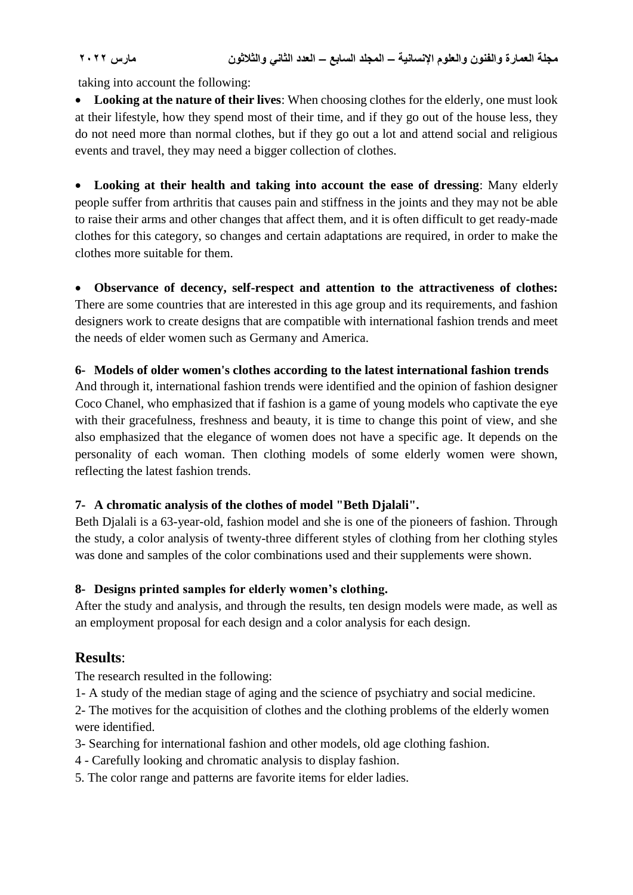taking into account the following:

- **Looking at the nature of their lives**: When choosing clothes for the elderly, one must look at their lifestyle, how they spend most of their time, and if they go out of the house less, they do not need more than normal clothes, but if they go out a lot and attend social and religious events and travel, they may need a bigger collection of clothes.

- **Looking at their health and taking into account the ease of dressing**: Many elderly people suffer from arthritis that causes pain and stiffness in the joints and they may not be able to raise their arms and other changes that affect them, and it is often difficult to get ready-made clothes for this category, so changes and certain adaptations are required, in order to make the clothes more suitable for them.

- **Observance of decency, self-respect and attention to the attractiveness of clothes:** There are some countries that are interested in this age group and its requirements, and fashion designers work to create designs that are compatible with international fashion trends and meet the needs of elder women such as Germany and America.

**6- Models of older women's clothes according to the latest international fashion trends**

And through it, international fashion trends were identified and the opinion of fashion designer Coco Chanel, who emphasized that if fashion is a game of young models who captivate the eye with their gracefulness, freshness and beauty, it is time to change this point of view, and she also emphasized that the elegance of women does not have a specific age. It depends on the personality of each woman. Then clothing models of some elderly women were shown, reflecting the latest fashion trends.

**7- A chromatic analysis of the clothes of model "Beth Djalali".**

Beth Djalali is a 63-year-old, fashion model and she is one of the pioneers of fashion. Through the study, a color analysis of twenty-three different styles of clothing from her clothing styles was done and samples of the color combinations used and their supplements were shown.

**8- Designs printed samples for elderly women's clothing.**

After the study and analysis, and through the results, ten design models were made, as well as an employment proposal for each design and a color analysis for each design.

## Results:

The research resulted in the following:

1- A study of the median stage of aging and the science of psychiatry and social medicine.

2- The motives for the acquisition of clothes and the clothing problems of the elderly women were identified.

3- Searching for international fashion and other models, old age clothing fashion.

4 - Carefully looking and chromatic analysis to display fashion.

5. The color range and patterns are favorite items for elder ladies.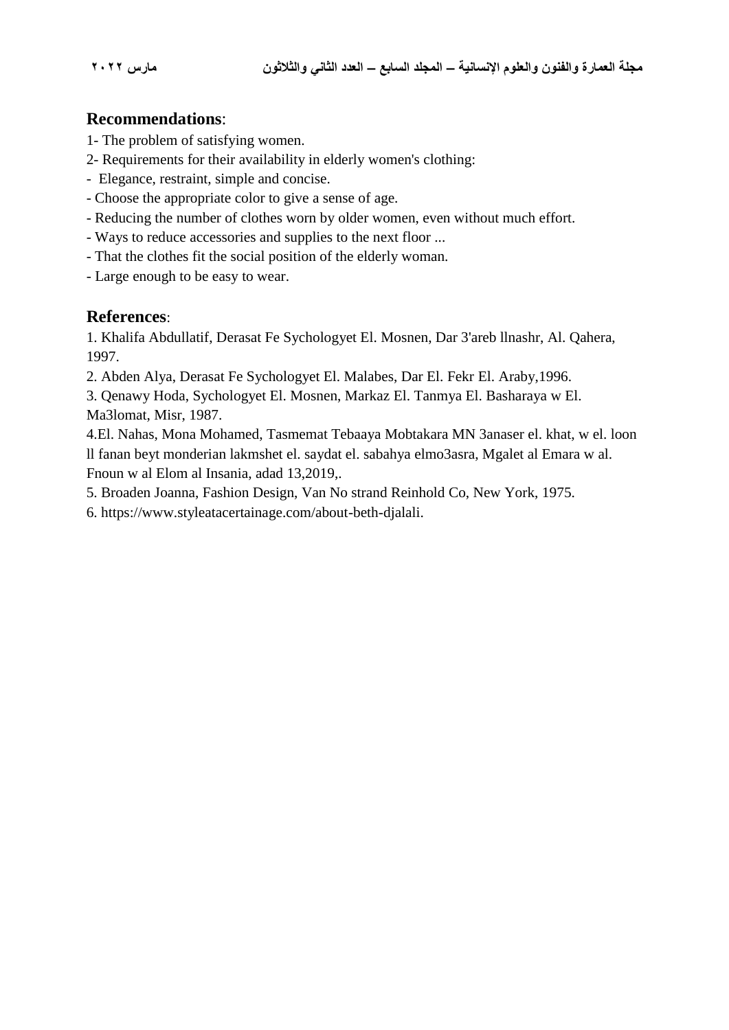## Recommendations:

1- The problem of satisfying women.

2- Requirements for their availability in elderly women's clothing:

- Elegance, restraint, simple and concise.
- Choose the appropriate color to give a sense of age.
- Reducing the number of clothes worn by older women, even without much effort.
- Ways to reduce accessories and supplies to the next floor ...
- That the clothes fit the social position of the elderly woman.
- Large enough to be easy to wear.

## References:

1. Khalifa Abdullatif, Derasat Fe Sychologyet El. Mosnen, Dar 3'areb llnashr, Al. Qahera, 1997.
2. Abden Alya, Derasat Fe Sychologyet El. Malabes, Dar El. Fekr El. Araby,1996.
3. Qenawy Hoda, Sychologyet El. Mosnen, Markaz El. Tanmya El. Basharaya w El. Ma3lomat, Misr, 1987.
4. El. Nahas, Mona Mohamed, Tasmemat Tebaaya Mobtakara MN 3anaser el. khat, w el. loon ll fanan beyt monderian lakmshet el. saydat el. sabahya elmo3asra, Mgalet al Emara w al. Fnoun w al Elom al Insania, adad 13,2019,.
5. Broaden Joanna, Fashion Design, Van No strand Reinhold Co, New York, 1975.
6. https://www.styleatacertainage.com/about-beth-djalali.